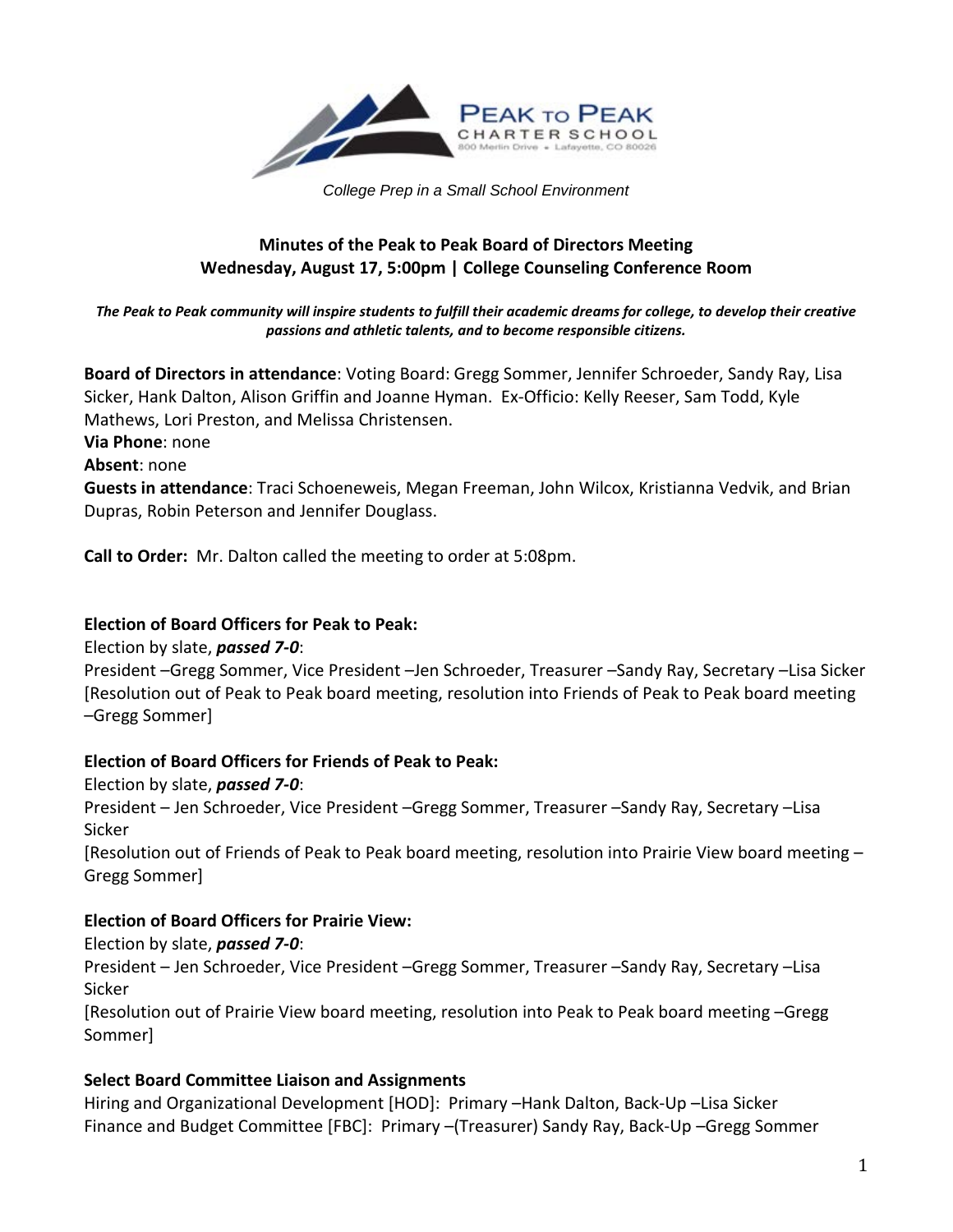PEAK TO PEAK CHARTER SCHOOL
800 Merlin Drive • Lafayette, CO 80026

*College Prep in a Small School Environment*

**Minutes of the Peak to Peak Board of Directors Meeting**
**Wednesday, August 17, 5:00pm | College Counseling Conference Room**

***The Peak to Peak community will inspire students to fulfill their academic dreams for college, to develop their creative passions and athletic talents, and to become responsible citizens.***

**Board of Directors in attendance**: Voting Board: Gregg Sommer, Jennifer Schroeder, Sandy Ray, Lisa Sicker, Hank Dalton, Alison Griffin and Joanne Hyman. Ex-Officio: Kelly Reeser, Sam Todd, Kyle Mathews, Lori Preston, and Melissa Christensen.
**Via Phone**: none
**Absent**: none
**Guests in attendance**: Traci Schoeneweis, Megan Freeman, John Wilcox, Kristianna Vedvik, and Brian Dupras, Robin Peterson and Jennifer Douglass.

**Call to Order:** Mr. Dalton called the meeting to order at 5:08pm.

**Election of Board Officers for Peak to Peak:**
Election by slate, ***passed 7-0***:
President –Gregg Sommer, Vice President –Jen Schroeder, Treasurer –Sandy Ray, Secretary –Lisa Sicker
[Resolution out of Peak to Peak board meeting, resolution into Friends of Peak to Peak board meeting –Gregg Sommer]

**Election of Board Officers for Friends of Peak to Peak:**
Election by slate, ***passed 7-0***:
President – Jen Schroeder, Vice President –Gregg Sommer, Treasurer –Sandy Ray, Secretary –Lisa Sicker
[Resolution out of Friends of Peak to Peak board meeting, resolution into Prairie View board meeting – Gregg Sommer]

**Election of Board Officers for Prairie View:**
Election by slate, ***passed 7-0***:
President – Jen Schroeder, Vice President –Gregg Sommer, Treasurer –Sandy Ray, Secretary –Lisa Sicker
[Resolution out of Prairie View board meeting, resolution into Peak to Peak board meeting –Gregg Sommer]

**Select Board Committee Liaison and Assignments**
Hiring and Organizational Development [HOD]: Primary –Hank Dalton, Back-Up –Lisa Sicker
Finance and Budget Committee [FBC]: Primary –(Treasurer) Sandy Ray, Back-Up –Gregg Sommer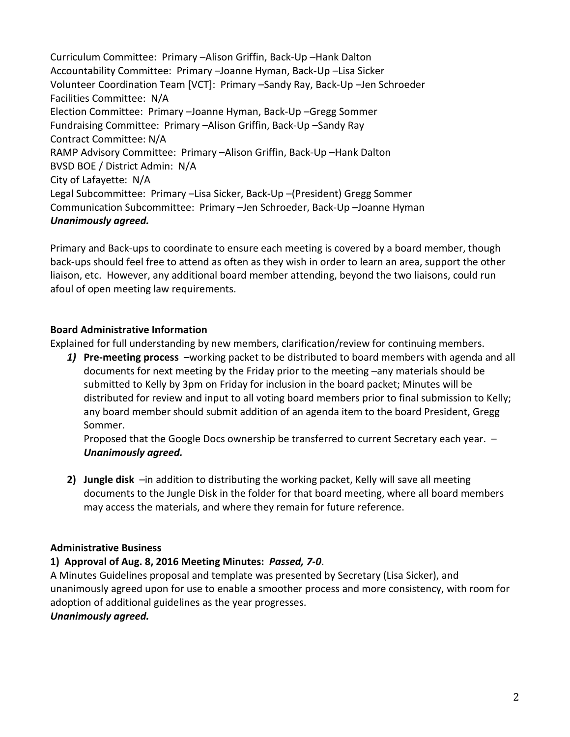Curriculum Committee: Primary –Alison Griffin, Back-Up –Hank Dalton
Accountability Committee: Primary –Joanne Hyman, Back-Up –Lisa Sicker
Volunteer Coordination Team [VCT]: Primary –Sandy Ray, Back-Up –Jen Schroeder
Facilities Committee: N/A
Election Committee: Primary –Joanne Hyman, Back-Up –Gregg Sommer
Fundraising Committee: Primary –Alison Griffin, Back-Up –Sandy Ray
Contract Committee: N/A
RAMP Advisory Committee: Primary –Alison Griffin, Back-Up –Hank Dalton
BVSD BOE / District Admin: N/A
City of Lafayette: N/A
Legal Subcommittee: Primary –Lisa Sicker, Back-Up –(President) Gregg Sommer
Communication Subcommittee: Primary –Jen Schroeder, Back-Up –Joanne Hyman
***Unanimously agreed.***

Primary and Back-ups to coordinate to ensure each meeting is covered by a board member, though back-ups should feel free to attend as often as they wish in order to learn an area, support the other liaison, etc. However, any additional board member attending, beyond the two liaisons, could run afoul of open meeting law requirements.

**Board Administrative Information**

Explained for full understanding by new members, clarification/review for continuing members.

1) **Pre-meeting process** –working packet to be distributed to board members with agenda and all documents for next meeting by the Friday prior to the meeting –any materials should be submitted to Kelly by 3pm on Friday for inclusion in the board packet; Minutes will be distributed for review and input to all voting board members prior to final submission to Kelly; any board member should submit addition of an agenda item to the board President, Gregg Sommer.
   Proposed that the Google Docs ownership be transferred to current Secretary each year. – ***Unanimously agreed.***

2) **Jungle disk** –in addition to distributing the working packet, Kelly will save all meeting documents to the Jungle Disk in the folder for that board meeting, where all board members may access the materials, and where they remain for future reference.

**Administrative Business**

**1) Approval of Aug. 8, 2016 Meeting Minutes:** ***Passed, 7-0***.

A Minutes Guidelines proposal and template was presented by Secretary (Lisa Sicker), and unanimously agreed upon for use to enable a smoother process and more consistency, with room for adoption of additional guidelines as the year progresses.

***Unanimously agreed.***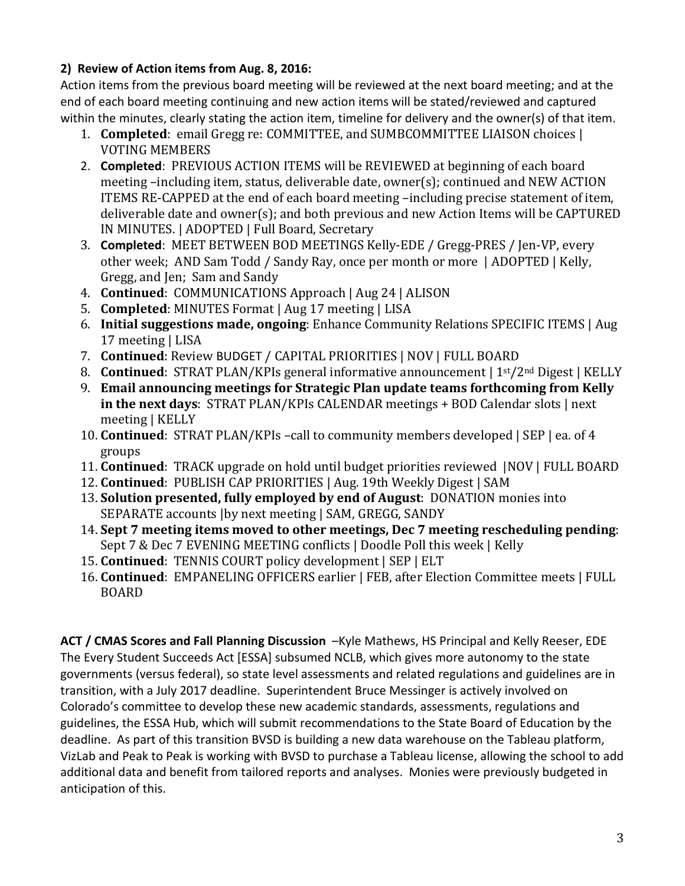**2) Review of Action items from Aug. 8, 2016:**

Action items from the previous board meeting will be reviewed at the next board meeting; and at the end of each board meeting continuing and new action items will be stated/reviewed and captured within the minutes, clearly stating the action item, timeline for delivery and the owner(s) of that item.

1. **Completed**: email Gregg re: COMMITTEE, and SUMBCOMMITTEE LIAISON choices | VOTING MEMBERS
2. **Completed**: PREVIOUS ACTION ITEMS will be REVIEWED at beginning of each board meeting –including item, status, deliverable date, owner(s); continued and NEW ACTION ITEMS RE-CAPPED at the end of each board meeting –including precise statement of item, deliverable date and owner(s); and both previous and new Action Items will be CAPTURED IN MINUTES. | ADOPTED | Full Board, Secretary
3. **Completed**: MEET BETWEEN BOD MEETINGS Kelly-EDE / Gregg-PRES / Jen-VP, every other week; AND Sam Todd / Sandy Ray, once per month or more | ADOPTED | Kelly, Gregg, and Jen; Sam and Sandy
4. **Continued**: COMMUNICATIONS Approach | Aug 24 | ALISON
5. **Completed**: MINUTES Format | Aug 17 meeting | LISA
6. **Initial suggestions made, ongoing**: Enhance Community Relations SPECIFIC ITEMS | Aug 17 meeting | LISA
7. **Continued**: Review BUDGET / CAPITAL PRIORITIES | NOV | FULL BOARD
8. **Continued**: STRAT PLAN/KPIs general informative announcement | 1st/2nd Digest | KELLY
9. **Email announcing meetings for Strategic Plan update teams forthcoming from Kelly in the next days**: STRAT PLAN/KPIs CALENDAR meetings + BOD Calendar slots | next meeting | KELLY
10. **Continued**: STRAT PLAN/KPIs –call to community members developed | SEP | ea. of 4 groups
11. **Continued**: TRACK upgrade on hold until budget priorities reviewed |NOV | FULL BOARD
12. **Continued**: PUBLISH CAP PRIORITIES | Aug. 19th Weekly Digest | SAM
13. **Solution presented, fully employed by end of August**: DONATION monies into SEPARATE accounts |by next meeting | SAM, GREGG, SANDY
14. **Sept 7 meeting items moved to other meetings, Dec 7 meeting rescheduling pending**: Sept 7 & Dec 7 EVENING MEETING conflicts | Doodle Poll this week | Kelly
15. **Continued**: TENNIS COURT policy development | SEP | ELT
16. **Continued**: EMPANELING OFFICERS earlier | FEB, after Election Committee meets | FULL BOARD

**ACT / CMAS Scores and Fall Planning Discussion** –Kyle Mathews, HS Principal and Kelly Reeser, EDE

The Every Student Succeeds Act [ESSA] subsumed NCLB, which gives more autonomy to the state governments (versus federal), so state level assessments and related regulations and guidelines are in transition, with a July 2017 deadline. Superintendent Bruce Messinger is actively involved on Colorado's committee to develop these new academic standards, assessments, regulations and guidelines, the ESSA Hub, which will submit recommendations to the State Board of Education by the deadline. As part of this transition BVSD is building a new data warehouse on the Tableau platform, VizLab and Peak to Peak is working with BVSD to purchase a Tableau license, allowing the school to add additional data and benefit from tailored reports and analyses. Monies were previously budgeted in anticipation of this.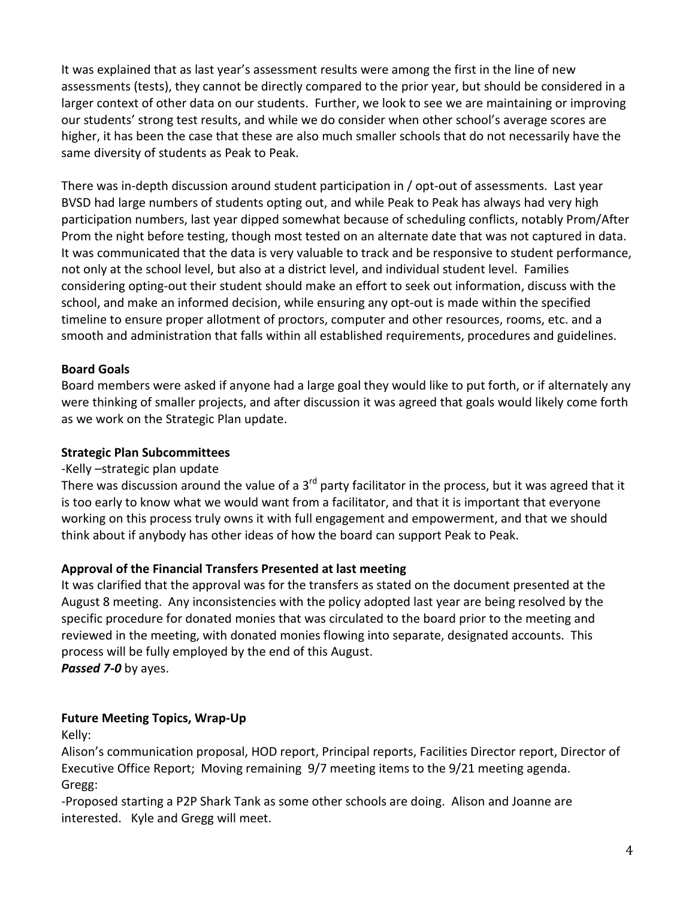It was explained that as last year's assessment results were among the first in the line of new assessments (tests), they cannot be directly compared to the prior year, but should be considered in a larger context of other data on our students. Further, we look to see we are maintaining or improving our students' strong test results, and while we do consider when other school's average scores are higher, it has been the case that these are also much smaller schools that do not necessarily have the same diversity of students as Peak to Peak.

There was in-depth discussion around student participation in / opt-out of assessments. Last year BVSD had large numbers of students opting out, and while Peak to Peak has always had very high participation numbers, last year dipped somewhat because of scheduling conflicts, notably Prom/After Prom the night before testing, though most tested on an alternate date that was not captured in data. It was communicated that the data is very valuable to track and be responsive to student performance, not only at the school level, but also at a district level, and individual student level. Families considering opting-out their student should make an effort to seek out information, discuss with the school, and make an informed decision, while ensuring any opt-out is made within the specified timeline to ensure proper allotment of proctors, computer and other resources, rooms, etc. and a smooth and administration that falls within all established requirements, procedures and guidelines.

**Board Goals**

Board members were asked if anyone had a large goal they would like to put forth, or if alternately any were thinking of smaller projects, and after discussion it was agreed that goals would likely come forth as we work on the Strategic Plan update.

**Strategic Plan Subcommittees**

-Kelly –strategic plan update

There was discussion around the value of a 3rd party facilitator in the process, but it was agreed that it is too early to know what we would want from a facilitator, and that it is important that everyone working on this process truly owns it with full engagement and empowerment, and that we should think about if anybody has other ideas of how the board can support Peak to Peak.

**Approval of the Financial Transfers Presented at last meeting**

It was clarified that the approval was for the transfers as stated on the document presented at the August 8 meeting. Any inconsistencies with the policy adopted last year are being resolved by the specific procedure for donated monies that was circulated to the board prior to the meeting and reviewed in the meeting, with donated monies flowing into separate, designated accounts. This process will be fully employed by the end of this August.

***Passed 7-0*** by ayes.

**Future Meeting Topics, Wrap-Up**

Kelly:

Alison's communication proposal, HOD report, Principal reports, Facilities Director report, Director of Executive Office Report; Moving remaining 9/7 meeting items to the 9/21 meeting agenda.

Gregg:

-Proposed starting a P2P Shark Tank as some other schools are doing. Alison and Joanne are interested. Kyle and Gregg will meet.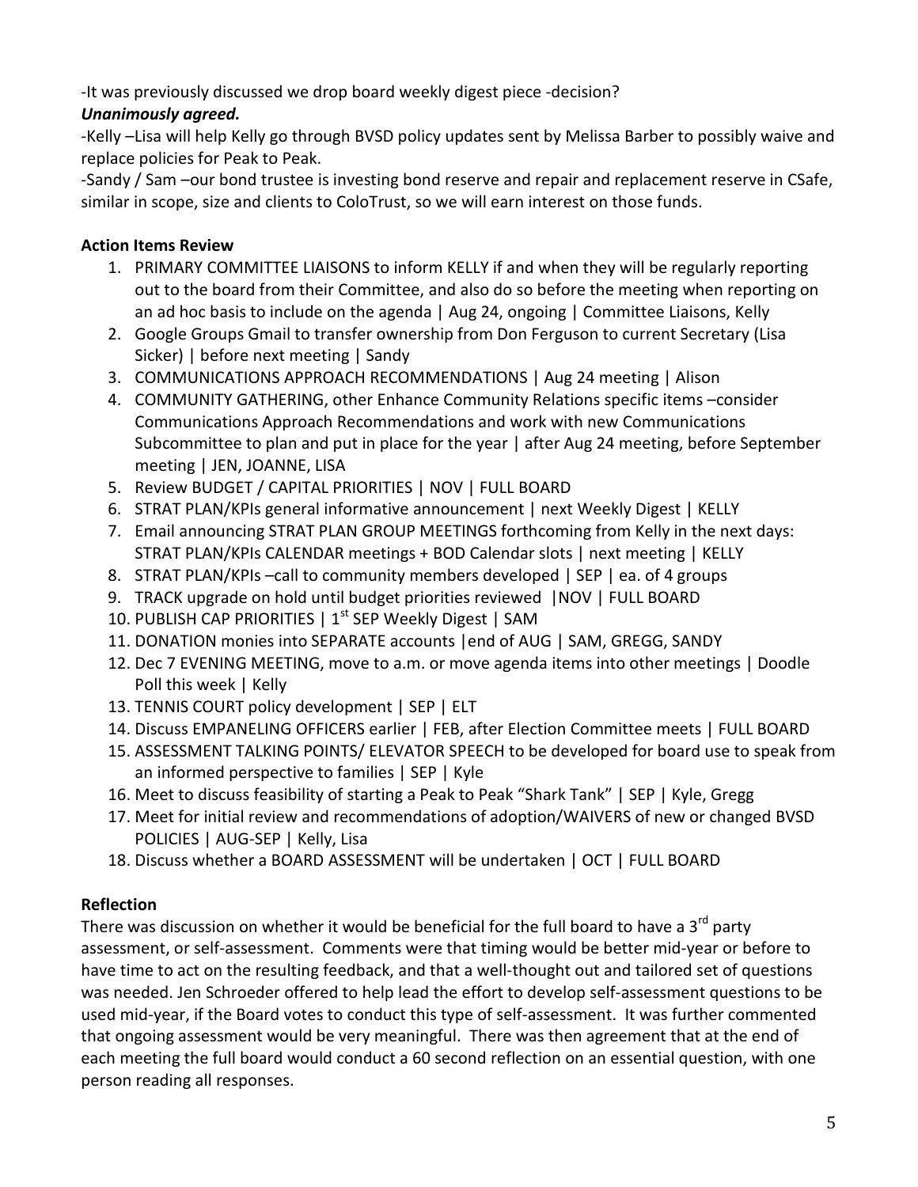-It was previously discussed we drop board weekly digest piece -decision?

***Unanimously agreed.***

-Kelly –Lisa will help Kelly go through BVSD policy updates sent by Melissa Barber to possibly waive and replace policies for Peak to Peak.

-Sandy / Sam –our bond trustee is investing bond reserve and repair and replacement reserve in CSafe, similar in scope, size and clients to ColoTrust, so we will earn interest on those funds.

**Action Items Review**

1. PRIMARY COMMITTEE LIAISONS to inform KELLY if and when they will be regularly reporting out to the board from their Committee, and also do so before the meeting when reporting on an ad hoc basis to include on the agenda | Aug 24, ongoing | Committee Liaisons, Kelly
2. Google Groups Gmail to transfer ownership from Don Ferguson to current Secretary (Lisa Sicker) | before next meeting | Sandy
3. COMMUNICATIONS APPROACH RECOMMENDATIONS | Aug 24 meeting | Alison
4. COMMUNITY GATHERING, other Enhance Community Relations specific items –consider Communications Approach Recommendations and work with new Communications Subcommittee to plan and put in place for the year | after Aug 24 meeting, before September meeting | JEN, JOANNE, LISA
5. Review BUDGET / CAPITAL PRIORITIES | NOV | FULL BOARD
6. STRAT PLAN/KPIs general informative announcement | next Weekly Digest | KELLY
7. Email announcing STRAT PLAN GROUP MEETINGS forthcoming from Kelly in the next days: STRAT PLAN/KPIs CALENDAR meetings + BOD Calendar slots | next meeting | KELLY
8. STRAT PLAN/KPIs –call to community members developed | SEP | ea. of 4 groups
9. TRACK upgrade on hold until budget priorities reviewed |NOV | FULL BOARD
10. PUBLISH CAP PRIORITIES | 1st SEP Weekly Digest | SAM
11. DONATION monies into SEPARATE accounts |end of AUG | SAM, GREGG, SANDY
12. Dec 7 EVENING MEETING, move to a.m. or move agenda items into other meetings | Doodle Poll this week | Kelly
13. TENNIS COURT policy development | SEP | ELT
14. Discuss EMPANELING OFFICERS earlier | FEB, after Election Committee meets | FULL BOARD
15. ASSESSMENT TALKING POINTS/ ELEVATOR SPEECH to be developed for board use to speak from an informed perspective to families | SEP | Kyle
16. Meet to discuss feasibility of starting a Peak to Peak "Shark Tank" | SEP | Kyle, Gregg
17. Meet for initial review and recommendations of adoption/WAIVERS of new or changed BVSD POLICIES | AUG-SEP | Kelly, Lisa
18. Discuss whether a BOARD ASSESSMENT will be undertaken | OCT | FULL BOARD

**Reflection**

There was discussion on whether it would be beneficial for the full board to have a 3rd party assessment, or self-assessment. Comments were that timing would be better mid-year or before to have time to act on the resulting feedback, and that a well-thought out and tailored set of questions was needed. Jen Schroeder offered to help lead the effort to develop self-assessment questions to be used mid-year, if the Board votes to conduct this type of self-assessment. It was further commented that ongoing assessment would be very meaningful. There was then agreement that at the end of each meeting the full board would conduct a 60 second reflection on an essential question, with one person reading all responses.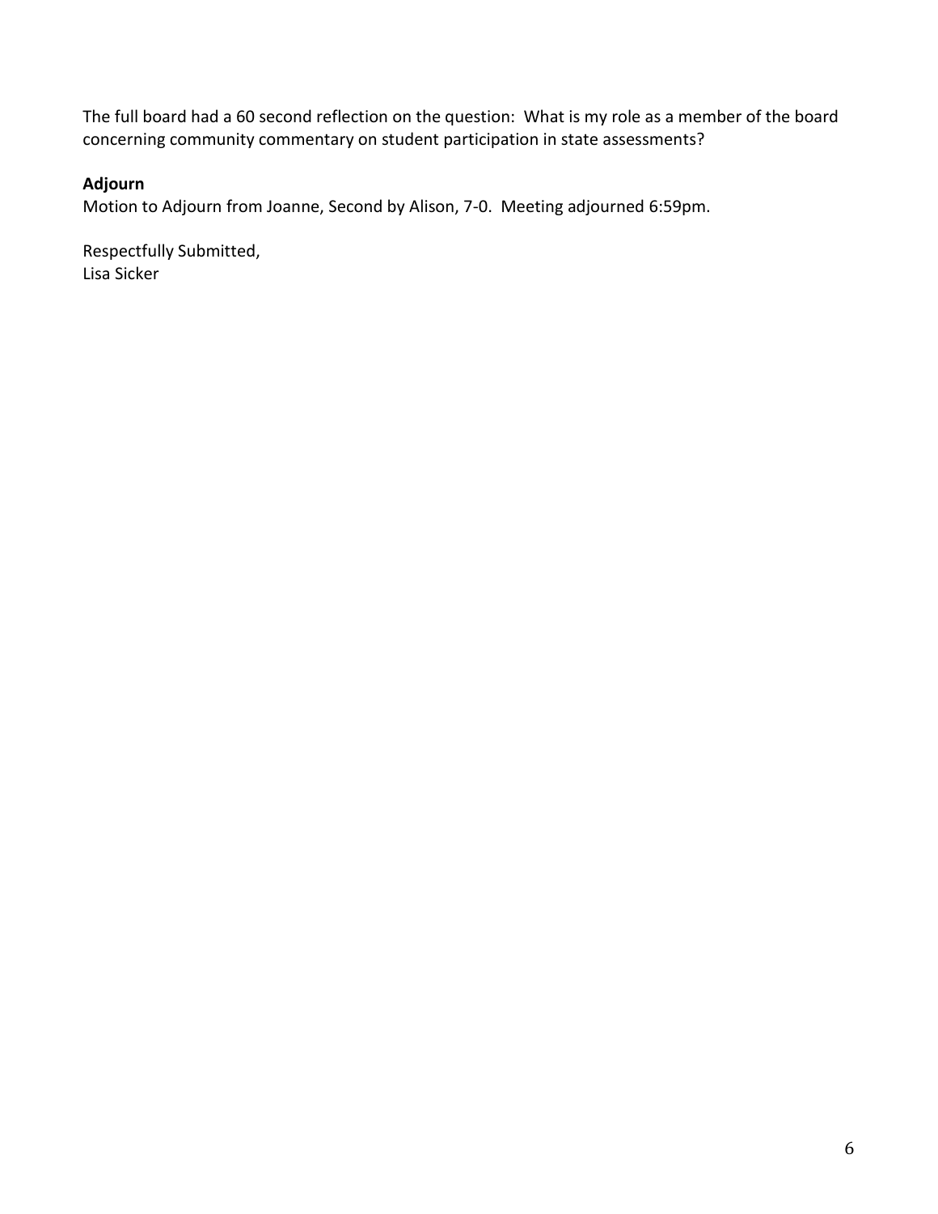The full board had a 60 second reflection on the question: What is my role as a member of the board concerning community commentary on student participation in state assessments?

**Adjourn**

Motion to Adjourn from Joanne, Second by Alison, 7-0. Meeting adjourned 6:59pm.

Respectfully Submitted,
Lisa Sicker